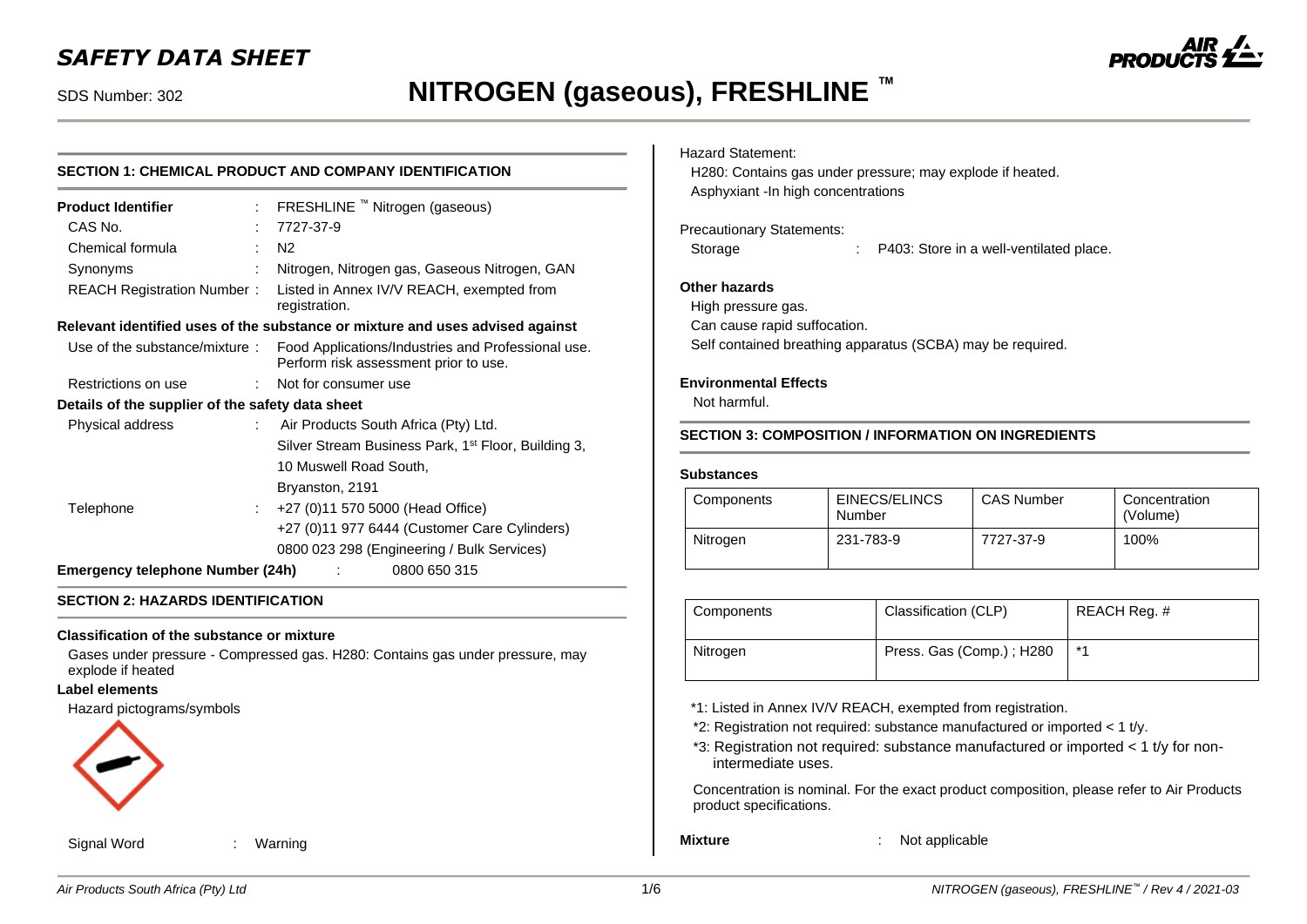# SAFETY DATA SHEET

SDS Number: 302

# NITROGEN (gaseous), FRESHLINE ™

## SECTION 1: CHEMICAL PRODUCT AND COMPANY IDENTIFICATION

**Product Identifier** : FRESHLINE ™ Nitrogen (gaseous)

CAS No. : 7727-37-9

Chemical formula : $N_2$

Synonyms : Nitrogen, Nitrogen gas, Gaseous Nitrogen, GAN

REACH Registration Number : Listed in Annex IV/V REACH, exempted from registration.

**Relevant identified uses of the substance or mixture and uses advised against**

Use of the substance/mixture : Food Applications/Industries and Professional use. Perform risk assessment prior to use.

Restrictions on use : Not for consumer use

**Details of the supplier of the safety data sheet**

Physical address : Air Products South Africa (Pty) Ltd.
Silver Stream Business Park, 1st Floor, Building 3,
10 Muswell Road South,
Bryanston, 2191

Telephone : +27 (0)11 570 5000 (Head Office)
+27 (0)11 977 6444 (Customer Care Cylinders)
0800 023 298 (Engineering / Bulk Services)

**Emergency telephone Number (24h)** : 0800 650 315

## SECTION 2: HAZARDS IDENTIFICATION

**Classification of the substance or mixture**

Gases under pressure - Compressed gas. H280: Contains gas under pressure, may explode if heated.

**Label elements**

Hazard pictograms/symbols

Signal Word : Warning

Hazard Statement:

H280: Contains gas under pressure; may explode if heated.
Asphyxiant -In high concentrations

Precautionary Statements:

Storage : P403: Store in a well-ventilated place.

**Other hazards**

High pressure gas.
Can cause rapid suffocation.
Self contained breathing apparatus (SCBA) may be required.

**Environmental Effects**

Not harmful.

## SECTION 3: COMPOSITION / INFORMATION ON INGREDIENTS

**Substances**

| Components | EINECS/ELINCS Number | CAS Number | Concentration (Volume) |
|---|---|---|---|
| Nitrogen | 231-783-9 | 7727-37-9 | 100% |

| Components | Classification (CLP) | REACH Reg. # |
|---|---|---|
| Nitrogen | Press. Gas (Comp.) ; H280 | *1 |

*1: Listed in Annex IV/V REACH, exempted from registration.
*2: Registration not required: substance manufactured or imported < 1 t/y.
*3: Registration not required: substance manufactured or imported < 1 t/y for non-intermediate uses.

Concentration is nominal. For the exact product composition, please refer to Air Products product specifications.

**Mixture** : Not applicable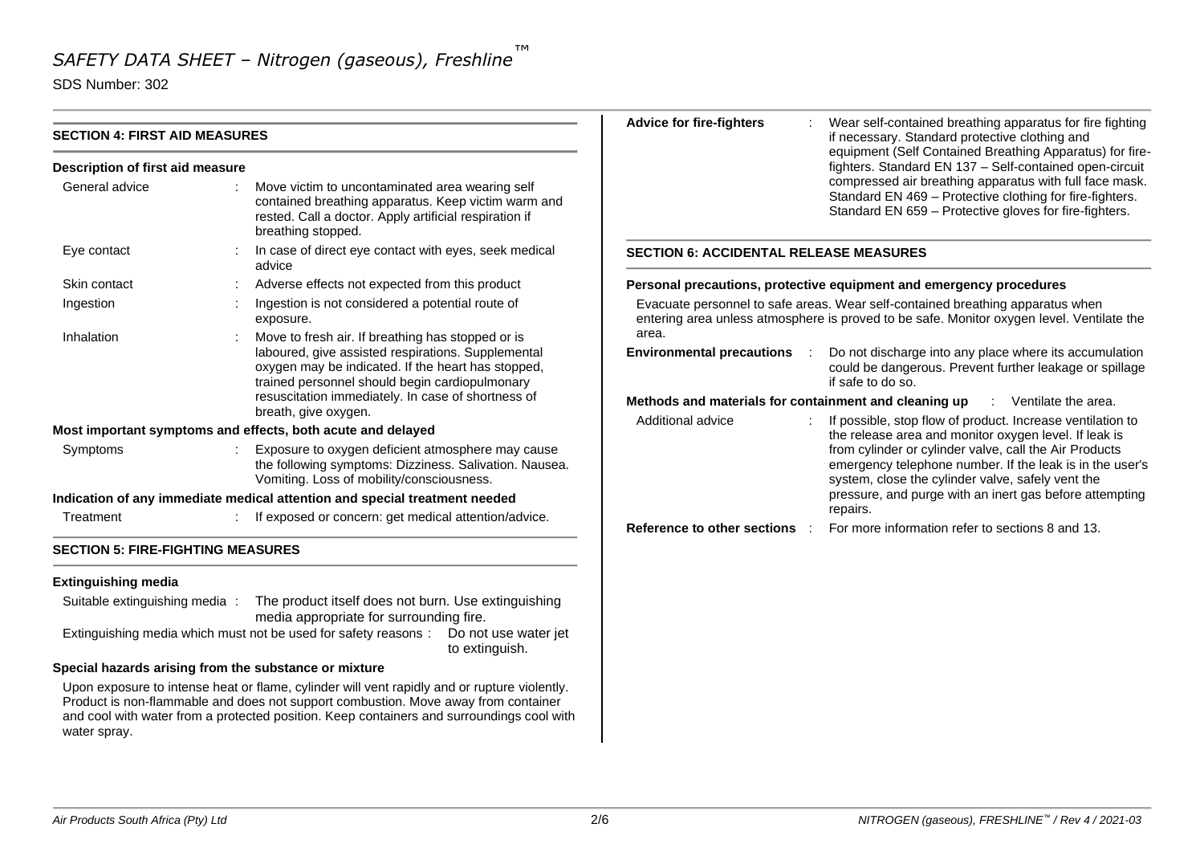## SECTION 4: FIRST AID MEASURES

### Description of first aid measure

| | |
|---|---|
| General advice | Move victim to uncontaminated area wearing self contained breathing apparatus. Keep victim warm and rested. Call a doctor. Apply artificial respiration if breathing stopped. |
| Eye contact | In case of direct eye contact with eyes, seek medical advice |
| Skin contact | Adverse effects not expected from this product |
| Ingestion | Ingestion is not considered a potential route of exposure. |
| Inhalation | Move to fresh air. If breathing has stopped or is laboured, give assisted respirations. Supplemental oxygen may be indicated. If the heart has stopped, trained personnel should begin cardiopulmonary resuscitation immediately. In case of shortness of breath, give oxygen. |

### Most important symptoms and effects, both acute and delayed

| | |
|---|---|
| Symptoms | Exposure to oxygen deficient atmosphere may cause the following symptoms: Dizziness. Salivation. Nausea. Vomiting. Loss of mobility/consciousness. |

### Indication of any immediate medical attention and special treatment needed

| | |
|---|---|
| Treatment | If exposed or concern: get medical attention/advice. |

## SECTION 5: FIRE-FIGHTING MEASURES

### Extinguishing media

Suitable extinguishing media : The product itself does not burn. Use extinguishing media appropriate for surrounding fire.

Extinguishing media which must not be used for safety reasons : Do not use water jet to extinguish.

### Special hazards arising from the substance or mixture

Upon exposure to intense heat or flame, cylinder will vent rapidly and or rupture violently. Product is non-flammable and does not support combustion. Move away from container and cool with water from a protected position. Keep containers and surroundings cool with water spray.

**Advice for fire-fighters** : Wear self-contained breathing apparatus for fire fighting if necessary. Standard protective clothing and equipment (Self Contained Breathing Apparatus) for fire-fighters. Standard EN 137 – Self-contained open-circuit compressed air breathing apparatus with full face mask. Standard EN 469 – Protective clothing for fire-fighters. Standard EN 659 – Protective gloves for fire-fighters.

## SECTION 6: ACCIDENTAL RELEASE MEASURES

### Personal precautions, protective equipment and emergency procedures

Evacuate personnel to safe areas. Wear self-contained breathing apparatus when entering area unless atmosphere is proved to be safe. Monitor oxygen level. Ventilate the area.

**Environmental precautions** : Do not discharge into any place where its accumulation could be dangerous. Prevent further leakage or spillage if safe to do so.

**Methods and materials for containment and cleaning up** : Ventilate the area.

Additional advice : If possible, stop flow of product. Increase ventilation to the release area and monitor oxygen level. If leak is from cylinder or cylinder valve, call the Air Products emergency telephone number. If the leak is in the user's system, close the cylinder valve, safely vent the pressure, and purge with an inert gas before attempting repairs.

**Reference to other sections** : For more information refer to sections 8 and 13.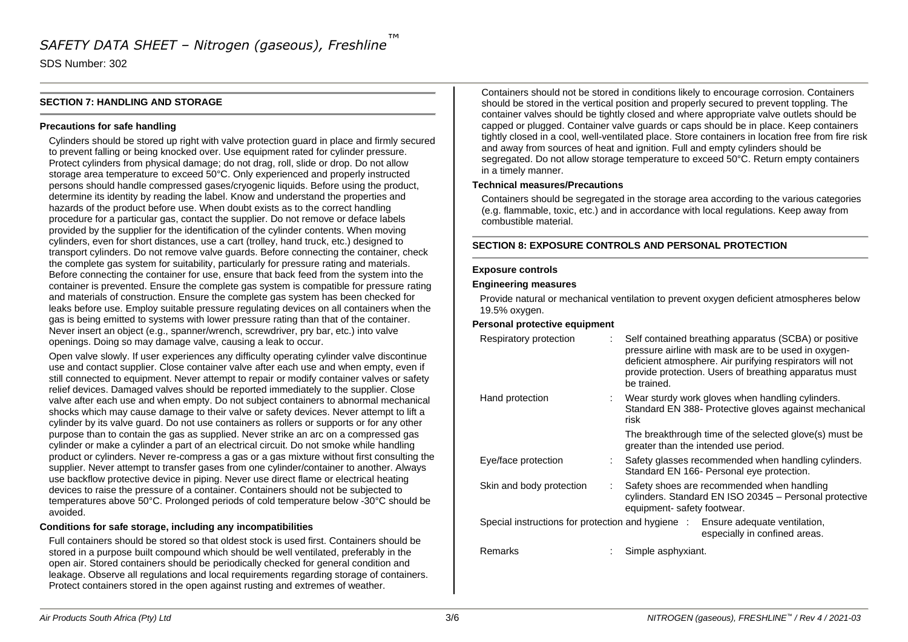## SECTION 7: HANDLING AND STORAGE

### Precautions for safe handling

Cylinders should be stored up right with valve protection guard in place and firmly secured to prevent falling or being knocked over. Use equipment rated for cylinder pressure. Protect cylinders from physical damage; do not drag, roll, slide or drop. Do not allow storage area temperature to exceed 50°C. Only experienced and properly instructed persons should handle compressed gases/cryogenic liquids. Before using the product, determine its identity by reading the label. Know and understand the properties and hazards of the product before use. When doubt exists as to the correct handling procedure for a particular gas, contact the supplier. Do not remove or deface labels provided by the supplier for the identification of the cylinder contents. When moving cylinders, even for short distances, use a cart (trolley, hand truck, etc.) designed to transport cylinders. Do not remove valve guards. Before connecting the container, check the complete gas system for suitability, particularly for pressure rating and materials. Before connecting the container for use, ensure that back feed from the system into the container is prevented. Ensure the complete gas system is compatible for pressure rating and materials of construction. Ensure the complete gas system has been checked for leaks before use. Employ suitable pressure regulating devices on all containers when the gas is being emitted to systems with lower pressure rating than that of the container. Never insert an object (e.g., spanner/wrench, screwdriver, pry bar, etc.) into valve openings. Doing so may damage valve, causing a leak to occur.

Open valve slowly. If user experiences any difficulty operating cylinder valve discontinue use and contact supplier. Close container valve after each use and when empty, even if still connected to equipment. Never attempt to repair or modify container valves or safety relief devices. Damaged valves should be reported immediately to the supplier. Close valve after each use and when empty. Do not subject containers to abnormal mechanical shocks which may cause damage to their valve or safety devices. Never attempt to lift a cylinder by its valve guard. Do not use containers as rollers or supports or for any other purpose than to contain the gas as supplied. Never strike an arc on a compressed gas cylinder or make a cylinder a part of an electrical circuit. Do not smoke while handling product or cylinders. Never re-compress a gas or a gas mixture without first consulting the supplier. Never attempt to transfer gases from one cylinder/container to another. Always use backflow protective device in piping. Never use direct flame or electrical heating devices to raise the pressure of a container. Containers should not be subjected to temperatures above 50°C. Prolonged periods of cold temperature below -30°C should be avoided.

### Conditions for safe storage, including any incompatibilities

Full containers should be stored so that oldest stock is used first. Containers should be stored in a purpose built compound which should be well ventilated, preferably in the open air. Stored containers should be periodically checked for general condition and leakage. Observe all regulations and local requirements regarding storage of containers. Protect containers stored in the open against rusting and extremes of weather.

Containers should not be stored in conditions likely to encourage corrosion. Containers should be stored in the vertical position and properly secured to prevent toppling. The container valves should be tightly closed and where appropriate valve outlets should be capped or plugged. Container valve guards or caps should be in place. Keep containers tightly closed in a cool, well-ventilated place. Store containers in location free from fire risk and away from sources of heat and ignition. Full and empty cylinders should be segregated. Do not allow storage temperature to exceed 50°C. Return empty containers in a timely manner.

### Technical measures/Precautions

Containers should be segregated in the storage area according to the various categories (e.g. flammable, toxic, etc.) and in accordance with local regulations. Keep away from combustible material.

## SECTION 8: EXPOSURE CONTROLS AND PERSONAL PROTECTION

### Exposure controls

### Engineering measures

Provide natural or mechanical ventilation to prevent oxygen deficient atmospheres below 19.5% oxygen.

### Personal protective equipment

| | |
|---|---|
| Respiratory protection | : Self contained breathing apparatus (SCBA) or positive pressure airline with mask are to be used in oxygen-deficient atmosphere. Air purifying respirators will not provide protection. Users of breathing apparatus must be trained. |
| Hand protection | : Wear sturdy work gloves when handling cylinders. Standard EN 388- Protective gloves against mechanical risk<br>The breakthrough time of the selected glove(s) must be greater than the intended use period. |
| Eye/face protection | : Safety glasses recommended when handling cylinders. Standard EN 166- Personal eye protection. |
| Skin and body protection | : Safety shoes are recommended when handling cylinders. Standard EN ISO 20345 – Personal protective equipment- safety footwear. |
| Special instructions for protection and hygiene | : Ensure adequate ventilation, especially in confined areas. |
| Remarks | : Simple asphyxiant. |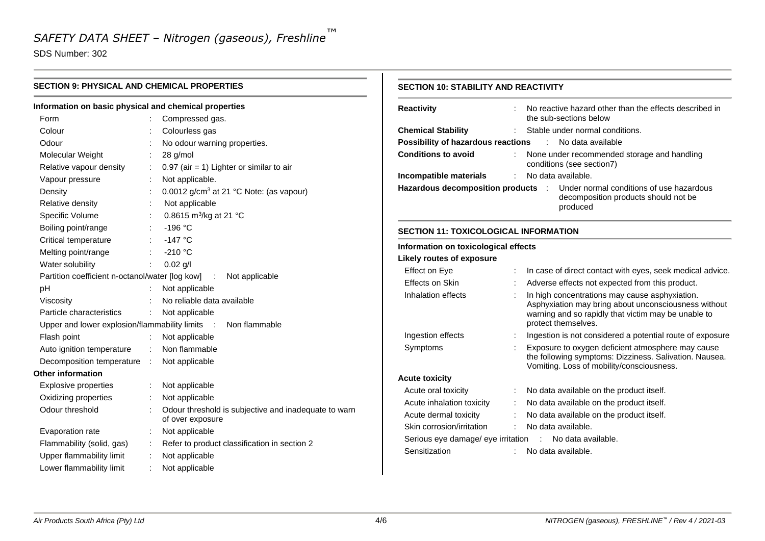## SECTION 9: PHYSICAL AND CHEMICAL PROPERTIES

### Information on basic physical and chemical properties

| | | |
|---|---|---|
| Form | : | Compressed gas. |
| Colour | : | Colourless gas |
| Odour | : | No odour warning properties. |
| Molecular Weight | : | 28 g/mol |
| Relative vapour density | : | 0.97 (air = 1) Lighter or similar to air |
| Vapour pressure | : | Not applicable. |
| Density | : | 0.0012 g/cm$^3$ at 21 °C Note: (as vapour) |
| Relative density | : | Not applicable |
| Specific Volume | : | 0.8615 m$^3$/kg at 21 °C |
| Boiling point/range | : | -196 °C |
| Critical temperature | : | -147 °C |
| Melting point/range | : | -210 °C |
| Water solubility | : | 0.02 g/l |
| Partition coefficient n-octanol/water [log kow] | : | Not applicable |
| pH | : | Not applicable |
| Viscosity | : | No reliable data available |
| Particle characteristics | : | Not applicable |
| Upper and lower explosion/flammability limits | : | Non flammable |
| Flash point | : | Not applicable |
| Auto ignition temperature | : | Non flammable |
| Decomposition temperature | : | Not applicable |

### Other information

| | | |
|---|---|---|
| Explosive properties | : | Not applicable |
| Oxidizing properties | : | Not applicable |
| Odour threshold | : | Odour threshold is subjective and inadequate to warn of over exposure |
| Evaporation rate | : | Not applicable |
| Flammability (solid, gas) | : | Refer to product classification in section 2 |
| Upper flammability limit | : | Not applicable |
| Lower flammability limit | : | Not applicable |

## SECTION 10: STABILITY AND REACTIVITY

| | | |
|---|---|---|
| **Reactivity** | : | No reactive hazard other than the effects described in the sub-sections below |
| **Chemical Stability** | : | Stable under normal conditions. |
| **Possibility of hazardous reactions** | : | No data available |
| **Conditions to avoid** | : | None under recommended storage and handling conditions (see section7) |
| **Incompatible materials** | : | No data available. |
| **Hazardous decomposition products** | : | Under normal conditions of use hazardous decomposition products should not be produced |

## SECTION 11: TOXICOLOGICAL INFORMATION

### Information on toxicological effects

**Likely routes of exposure**

| | | |
|---|---|---|
| Effect on Eye | : | In case of direct contact with eyes, seek medical advice. |
| Effects on Skin | : | Adverse effects not expected from this product. |
| Inhalation effects | : | In high concentrations may cause asphyxiation. Asphyxiation may bring about unconsciousness without warning and so rapidly that victim may be unable to protect themselves. |
| Ingestion effects | : | Ingestion is not considered a potential route of exposure |
| Symptoms | : | Exposure to oxygen deficient atmosphere may cause the following symptoms: Dizziness. Salivation. Nausea. Vomiting. Loss of mobility/consciousness. |

**Acute toxicity**

| | | |
|---|---|---|
| Acute oral toxicity | : | No data available on the product itself. |
| Acute inhalation toxicity | : | No data available on the product itself. |
| Acute dermal toxicity | : | No data available on the product itself. |
| Skin corrosion/irritation | : | No data available. |
| Serious eye damage/ eye irritation | : | No data available. |
| Sensitization | : | No data available. |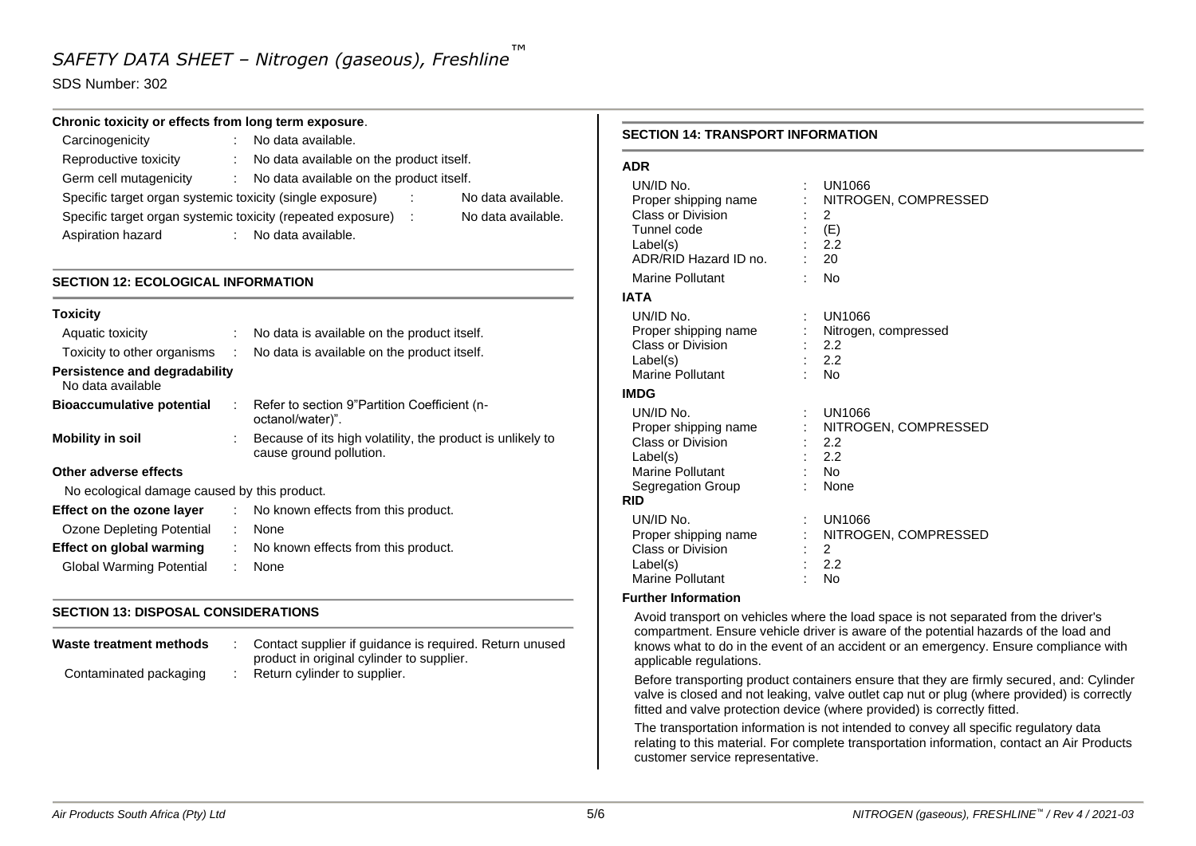**Chronic toxicity or effects from long term exposure**.

| | | |
|---|---|---|
| Carcinogenicity | : | No data available. |
| Reproductive toxicity | : | No data available on the product itself. |
| Germ cell mutagenicity | : | No data available on the product itself. |
| Specific target organ systemic toxicity (single exposure) | : | No data available. |
| Specific target organ systemic toxicity (repeated exposure) | : | No data available. |
| Aspiration hazard | : | No data available. |

## SECTION 12: ECOLOGICAL INFORMATION

**Toxicity**

| | | |
|---|---|---|
| Aquatic toxicity | : | No data is available on the product itself. |
| Toxicity to other organisms | : | No data is available on the product itself. |

**Persistence and degradability**
No data available

| | | |
|---|---|---|
| **Bioaccumulative potential** | : | Refer to section 9"Partition Coefficient (n-octanol/water)". |
| **Mobility in soil** | : | Because of its high volatility, the product is unlikely to cause ground pollution. |

**Other adverse effects**

No ecological damage caused by this product.

| | | |
|---|---|---|
| **Effect on the ozone layer** | : | No known effects from this product. |
| Ozone Depleting Potential | : | None |
| **Effect on global warming** | : | No known effects from this product. |
| Global Warming Potential | : | None |

## SECTION 13: DISPOSAL CONSIDERATIONS

| | | |
|---|---|---|
| **Waste treatment methods** | : | Contact supplier if guidance is required. Return unused product in original cylinder to supplier. |
| Contaminated packaging | : | Return cylinder to supplier. |

## SECTION 14: TRANSPORT INFORMATION

**ADR**

| | | |
|---|---|---|
| UN/ID No. | : | UN1066 |
| Proper shipping name | : | NITROGEN, COMPRESSED |
| Class or Division | : | 2 |
| Tunnel code | : | (E) |
| Label(s) | : | 2.2 |
| ADR/RID Hazard ID no. | : | 20 |
| Marine Pollutant | : | No |

**IATA**

| | | |
|---|---|---|
| UN/ID No. | : | UN1066 |
| Proper shipping name | : | Nitrogen, compressed |
| Class or Division | : | 2.2 |
| Label(s) | : | 2.2 |
| Marine Pollutant | : | No |

**IMDG**

| | | |
|---|---|---|
| UN/ID No. | : | UN1066 |
| Proper shipping name | : | NITROGEN, COMPRESSED |
| Class or Division | : | 2.2 |
| Label(s) | : | 2.2 |
| Marine Pollutant | : | No |
| Segregation Group | : | None |

**RID**

| | | |
|---|---|---|
| UN/ID No. | : | UN1066 |
| Proper shipping name | : | NITROGEN, COMPRESSED |
| Class or Division | : | 2 |
| Label(s) | : | 2.2 |
| Marine Pollutant | : | No |

**Further Information**

Avoid transport on vehicles where the load space is not separated from the driver's compartment. Ensure vehicle driver is aware of the potential hazards of the load and knows what to do in the event of an accident or an emergency. Ensure compliance with applicable regulations.

Before transporting product containers ensure that they are firmly secured, and: Cylinder valve is closed and not leaking, valve outlet cap nut or plug (where provided) is correctly fitted and valve protection device (where provided) is correctly fitted.

The transportation information is not intended to convey all specific regulatory data relating to this material. For complete transportation information, contact an Air Products customer service representative.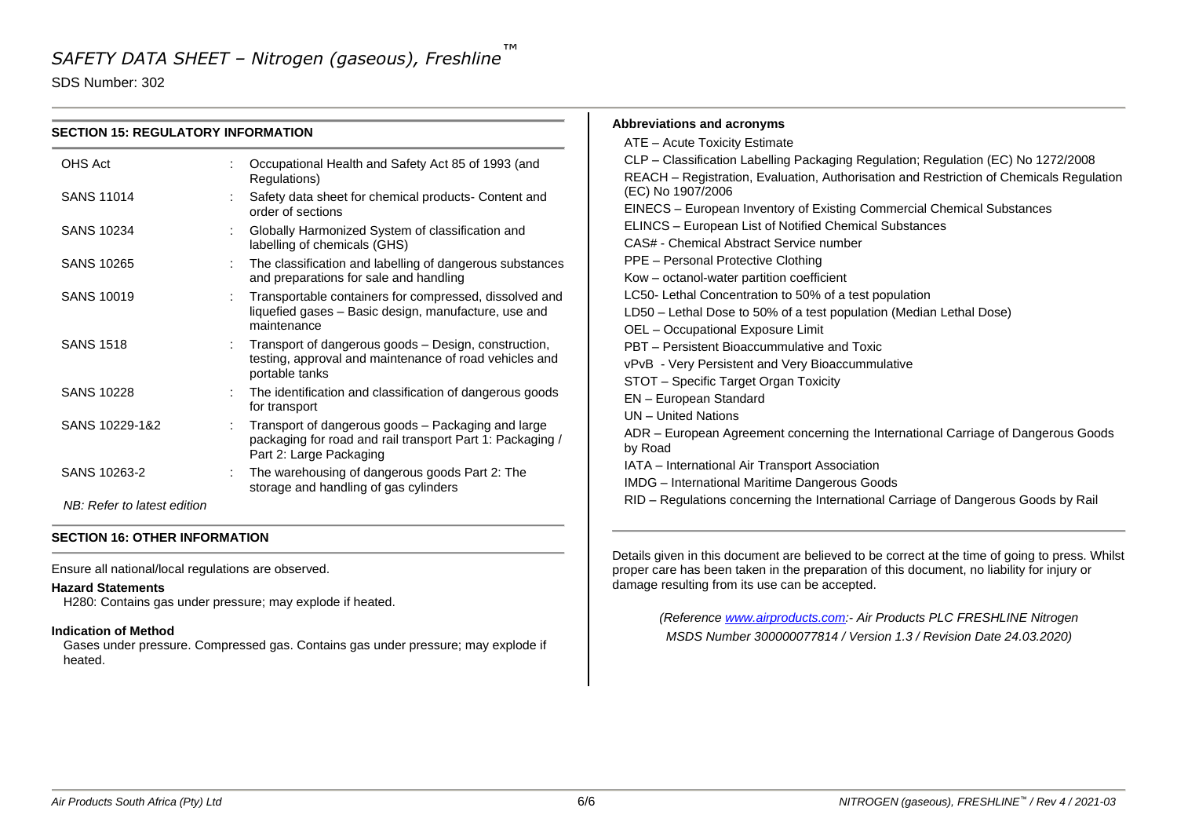## SECTION 15: REGULATORY INFORMATION

| | | |
|---|---|---|
| OHS Act | : | Occupational Health and Safety Act 85 of 1993 (and Regulations) |
| SANS 11014 | : | Safety data sheet for chemical products- Content and order of sections |
| SANS 10234 | : | Globally Harmonized System of classification and labelling of chemicals (GHS) |
| SANS 10265 | : | The classification and labelling of dangerous substances and preparations for sale and handling |
| SANS 10019 | : | Transportable containers for compressed, dissolved and liquefied gases – Basic design, manufacture, use and maintenance |
| SANS 1518 | : | Transport of dangerous goods – Design, construction, testing, approval and maintenance of road vehicles and portable tanks |
| SANS 10228 | : | The identification and classification of dangerous goods for transport |
| SANS 10229-1&2 | : | Transport of dangerous goods – Packaging and large packaging for road and rail transport Part 1: Packaging / Part 2: Large Packaging |
| SANS 10263-2 | : | The warehousing of dangerous goods Part 2: The storage and handling of gas cylinders |

*NB: Refer to latest edition*

## SECTION 16: OTHER INFORMATION

Ensure all national/local regulations are observed.

**Hazard Statements**

H280: Contains gas under pressure; may explode if heated.

**Indication of Method**

Gases under pressure. Compressed gas. Contains gas under pressure; may explode if heated.

**Abbreviations and acronyms**

ATE – Acute Toxicity Estimate
CLP – Classification Labelling Packaging Regulation; Regulation (EC) No 1272/2008
REACH – Registration, Evaluation, Authorisation and Restriction of Chemicals Regulation (EC) No 1907/2006
EINECS – European Inventory of Existing Commercial Chemical Substances
ELINCS – European List of Notified Chemical Substances
CAS# - Chemical Abstract Service number
PPE – Personal Protective Clothing
Kow – octanol-water partition coefficient
LC50- Lethal Concentration to 50% of a test population
LD50 – Lethal Dose to 50% of a test population (Median Lethal Dose)
OEL – Occupational Exposure Limit
PBT – Persistent Bioaccummulative and Toxic
vPvB - Very Persistent and Very Bioaccummulative
STOT – Specific Target Organ Toxicity
EN – European Standard
UN – United Nations
ADR – European Agreement concerning the International Carriage of Dangerous Goods by Road
IATA – International Air Transport Association
IMDG – International Maritime Dangerous Goods
RID – Regulations concerning the International Carriage of Dangerous Goods by Rail

Details given in this document are believed to be correct at the time of going to press. Whilst proper care has been taken in the preparation of this document, no liability for injury or damage resulting from its use can be accepted.

*(Reference www.airproducts.com:- Air Products PLC FRESHLINE Nitrogen MSDS Number 300000077814 / Version 1.3 / Revision Date 24.03.2020)*